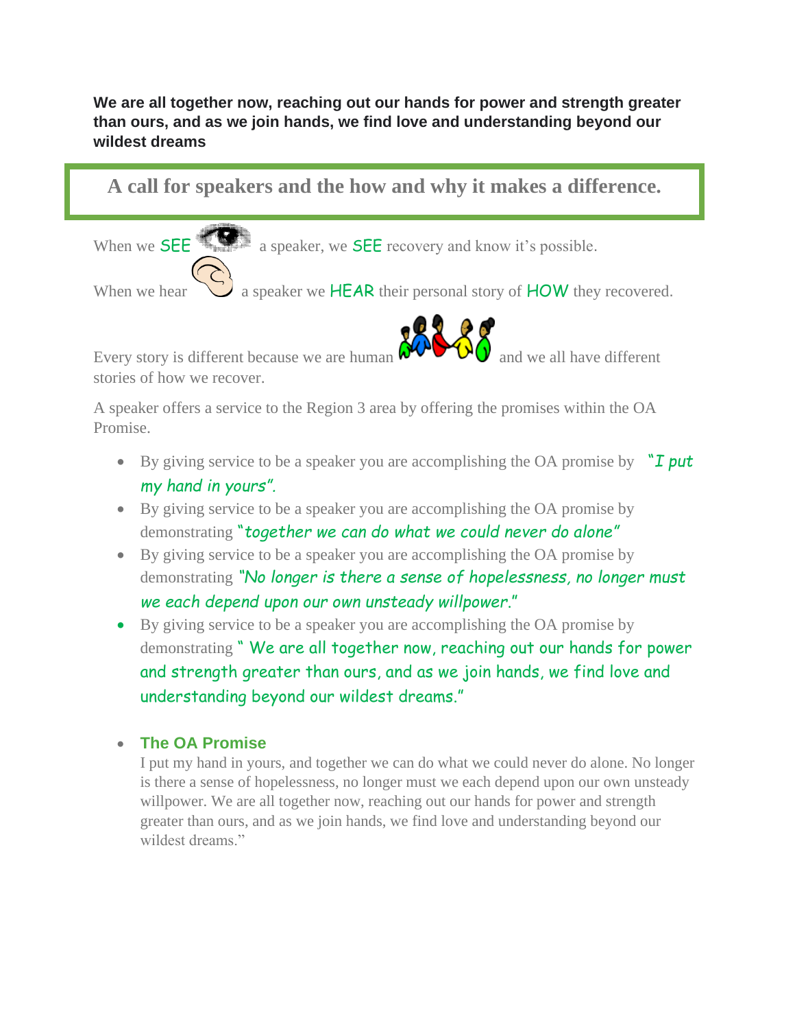**We are all together now, reaching out our hands for power and strength greater than ours, and as we join hands, we find love and understanding beyond our wildest dreams**

## A call for speakers and the how and why it makes a difference.

When we SEE a speaker, we SEE recovery and know it's possible.

When we hear a speaker we HEAR their personal story of HOW they recovered.

Every story is different because we are human and we all have different stories of how we recover.

A speaker offers a service to the Region 3 area by offering the promises within the OA Promise.

- By giving service to be a speaker you are accomplishing the OA promise by *"I put my hand in yours".*
- By giving service to be a speaker you are accomplishing the OA promise by demonstrating *"together we can do what we could never do alone"*
- By giving service to be a speaker you are accomplishing the OA promise by demonstrating *"No longer is there a sense of hopelessness, no longer must we each depend upon our own unsteady willpower."*
- By giving service to be a speaker you are accomplishing the OA promise by demonstrating " We are all together now, reaching out our hands for power and strength greater than ours, and as we join hands, we find love and understanding beyond our wildest dreams."

- **The OA Promise**
  I put my hand in yours, and together we can do what we could never do alone. No longer is there a sense of hopelessness, no longer must we each depend upon our own unsteady willpower. We are all together now, reaching out our hands for power and strength greater than ours, and as we join hands, we find love and understanding beyond our wildest dreams."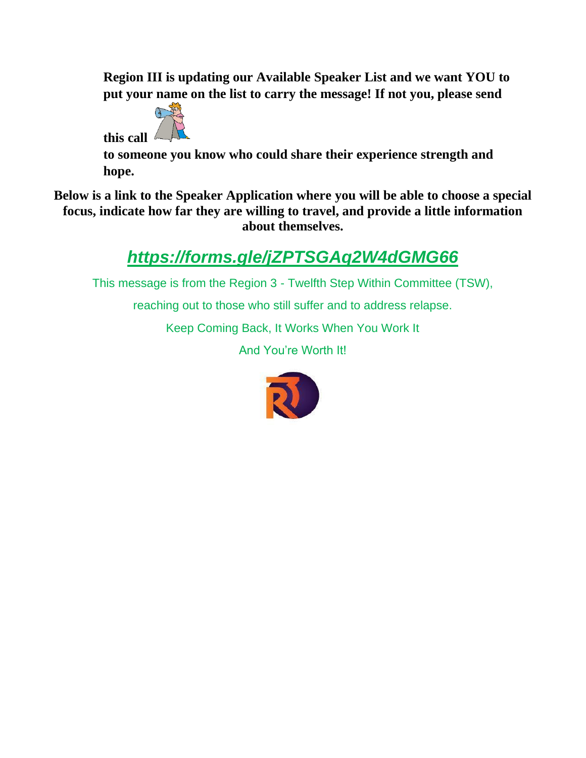**Region III is updating our Available Speaker List and we want YOU to put your name on the list to carry the message! If not you, please send this call to someone you know who could share their experience strength and hope.**

**Below is a link to the Speaker Application where you will be able to choose a special focus, indicate how far they are willing to travel, and provide a little information about themselves.**

***https://forms.gle/jZPTSGAq2W4dGMG66***

This message is from the Region 3 - Twelfth Step Within Committee (TSW),

reaching out to those who still suffer and to address relapse.

Keep Coming Back, It Works When You Work It

And You're Worth It!